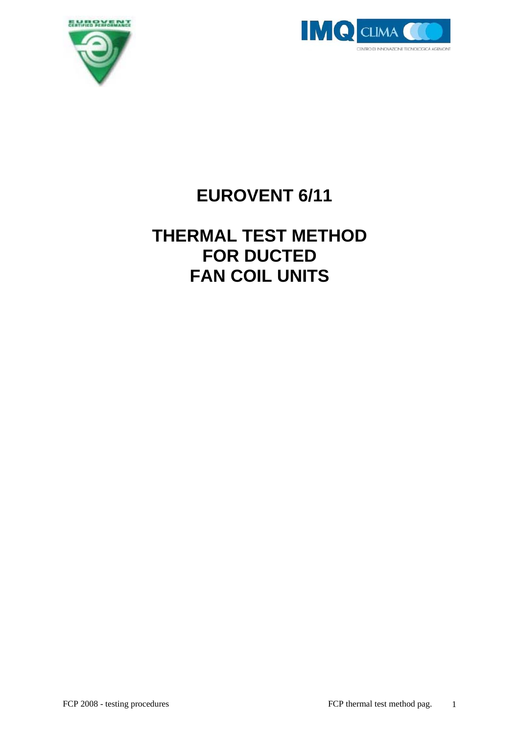# EUROVENT 6/11

# THERMAL TEST METHOD FOR DUCTED FAN COIL UNITS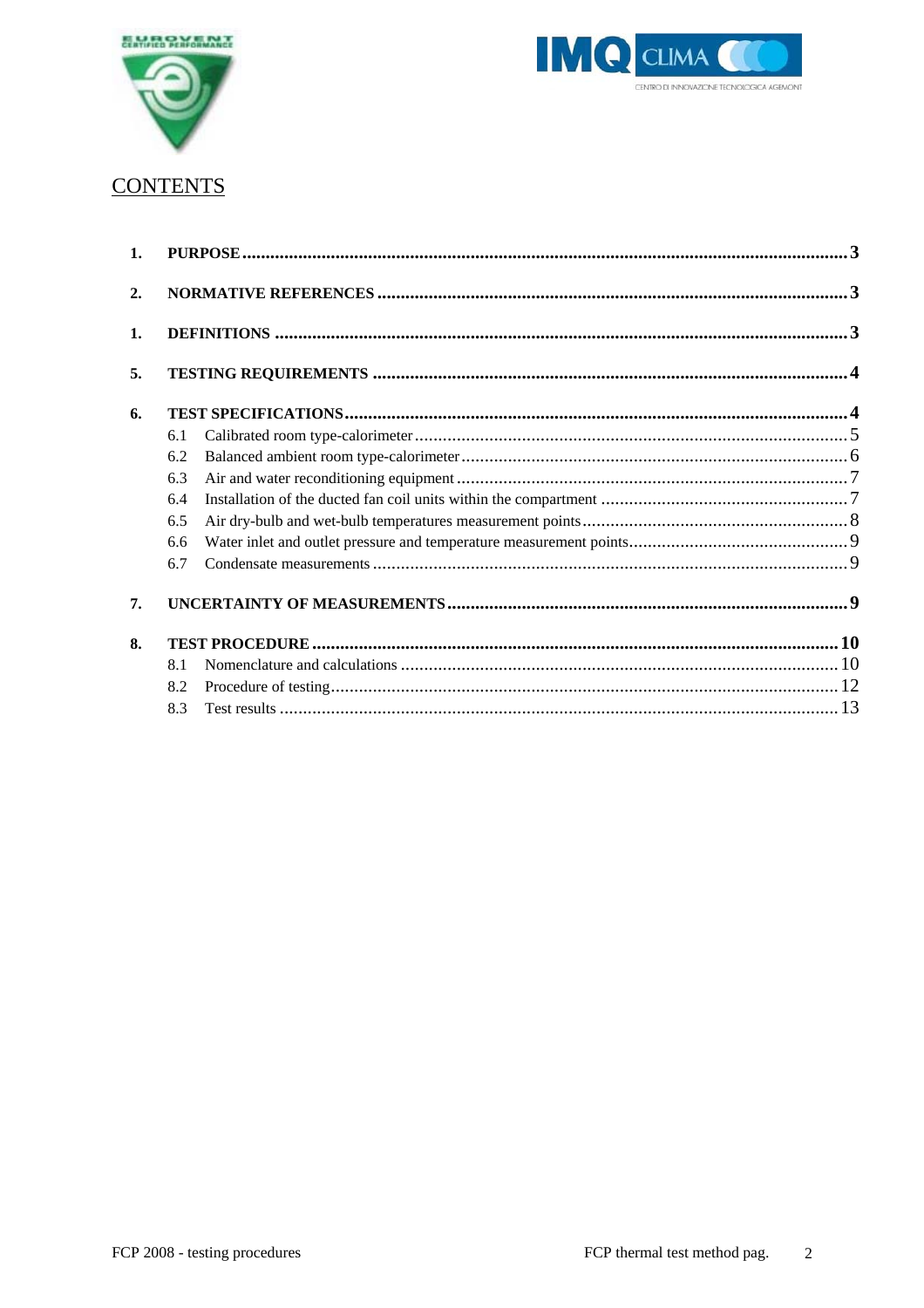## CONTENTS

**1. PURPOSE** ..... **3**

**2. NORMATIVE REFERENCES** ..... **3**

**1. DEFINITIONS** ..... **3**

**5. TESTING REQUIREMENTS** ..... **4**

**6. TEST SPECIFICATIONS** ..... **4**

- 6.1 Calibrated room type-calorimeter ..... 5
- 6.2 Balanced ambient room type-calorimeter ..... 6
- 6.3 Air and water reconditioning equipment ..... 7
- 6.4 Installation of the ducted fan coil units within the compartment ..... 7
- 6.5 Air dry-bulb and wet-bulb temperatures measurement points ..... 8
- 6.6 Water inlet and outlet pressure and temperature measurement points ..... 9
- 6.7 Condensate measurements ..... 9

**7. UNCERTAINTY OF MEASUREMENTS** ..... **9**

**8. TEST PROCEDURE** ..... **10**

- 8.1 Nomenclature and calculations ..... 10
- 8.2 Procedure of testing ..... 12
- 8.3 Test results ..... 13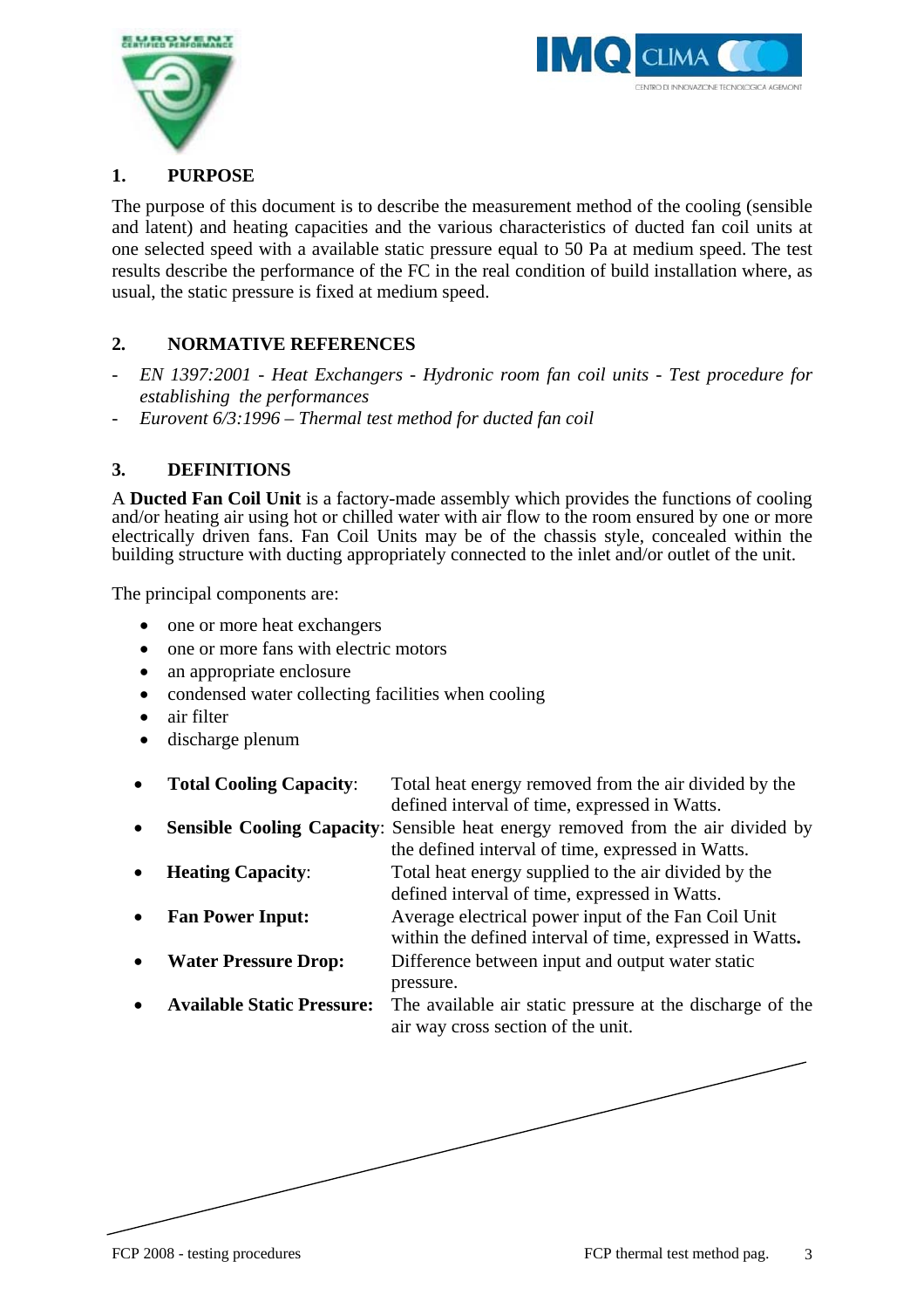## 1. PURPOSE

The purpose of this document is to describe the measurement method of the cooling (sensible and latent) and heating capacities and the various characteristics of ducted fan coil units at one selected speed with a available static pressure equal to 50 Pa at medium speed. The test results describe the performance of the FC in the real condition of build installation where, as usual, the static pressure is fixed at medium speed.

## 2. NORMATIVE REFERENCES

- *EN 1397:2001 - Heat Exchangers - Hydronic room fan coil units - Test procedure for establishing the performances*
- *Eurovent 6/3:1996 – Thermal test method for ducted fan coil*

## 3. DEFINITIONS

A **Ducted Fan Coil Unit** is a factory-made assembly which provides the functions of cooling and/or heating air using hot or chilled water with air flow to the room ensured by one or more electrically driven fans. Fan Coil Units may be of the chassis style, concealed within the building structure with ducting appropriately connected to the inlet and/or outlet of the unit.

The principal components are:

- one or more heat exchangers
- one or more fans with electric motors
- an appropriate enclosure
- condensed water collecting facilities when cooling
- air filter
- discharge plenum

- **Total Cooling Capacity**: Total heat energy removed from the air divided by the defined interval of time, expressed in Watts.
- **Sensible Cooling Capacity**: Sensible heat energy removed from the air divided by the defined interval of time, expressed in Watts.
- **Heating Capacity**: Total heat energy supplied to the air divided by the defined interval of time, expressed in Watts.
- **Fan Power Input:** Average electrical power input of the Fan Coil Unit within the defined interval of time, expressed in Watts**.**
- **Water Pressure Drop:** Difference between input and output water static pressure.
- **Available Static Pressure:** The available air static pressure at the discharge of the air way cross section of the unit.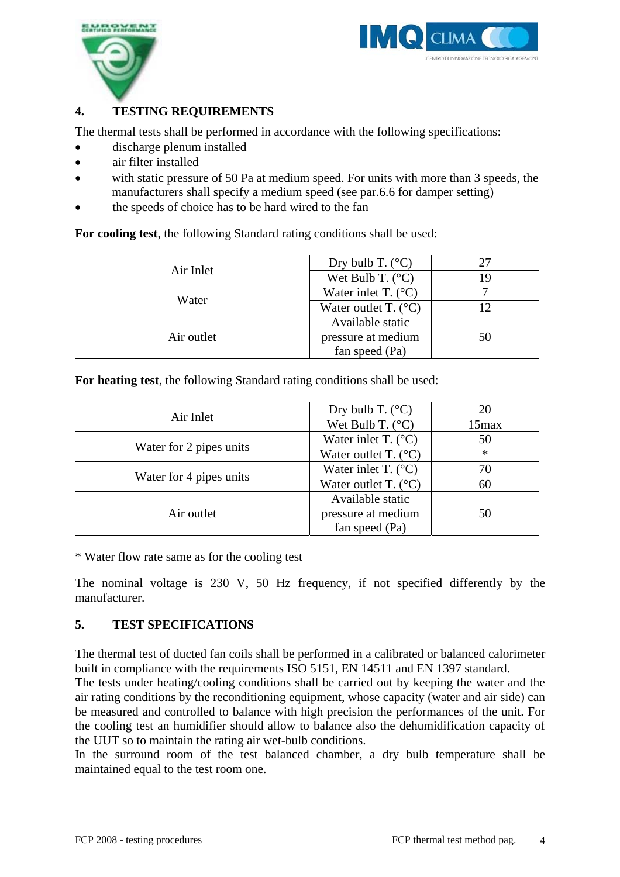## 4. TESTING REQUIREMENTS

The thermal tests shall be performed in accordance with the following specifications:

- discharge plenum installed
- air filter installed
- with static pressure of 50 Pa at medium speed. For units with more than 3 speeds, the manufacturers shall specify a medium speed (see par.6.6 for damper setting)
- the speeds of choice has to be hard wired to the fan

**For cooling test**, the following Standard rating conditions shall be used:

| | | |
|---|---|---|
| Air Inlet | Dry bulb T. (°C) | 27 |
| | Wet Bulb T. (°C) | 19 |
| Water | Water inlet T. (°C) | 7 |
| | Water outlet T. (°C) | 12 |
| Air outlet | Available static pressure at medium fan speed (Pa) | 50 |

**For heating test**, the following Standard rating conditions shall be used:

| | | |
|---|---|---|
| Air Inlet | Dry bulb T. (°C) | 20 |
| | Wet Bulb T. (°C) | 15max |
| Water for 2 pipes units | Water inlet T. (°C) | 50 |
| | Water outlet T. (°C) | * |
| Water for 4 pipes units | Water inlet T. (°C) | 70 |
| | Water outlet T. (°C) | 60 |
| Air outlet | Available static pressure at medium fan speed (Pa) | 50 |

* Water flow rate same as for the cooling test

The nominal voltage is 230 V, 50 Hz frequency, if not specified differently by the manufacturer.

## 5. TEST SPECIFICATIONS

The thermal test of ducted fan coils shall be performed in a calibrated or balanced calorimeter built in compliance with the requirements ISO 5151, EN 14511 and EN 1397 standard.
The tests under heating/cooling conditions shall be carried out by keeping the water and the air rating conditions by the reconditioning equipment, whose capacity (water and air side) can be measured and controlled to balance with high precision the performances of the unit. For the cooling test an humidifier should allow to balance also the dehumidification capacity of the UUT so to maintain the rating air wet-bulb conditions.
In the surround room of the test balanced chamber, a dry bulb temperature shall be maintained equal to the test room one.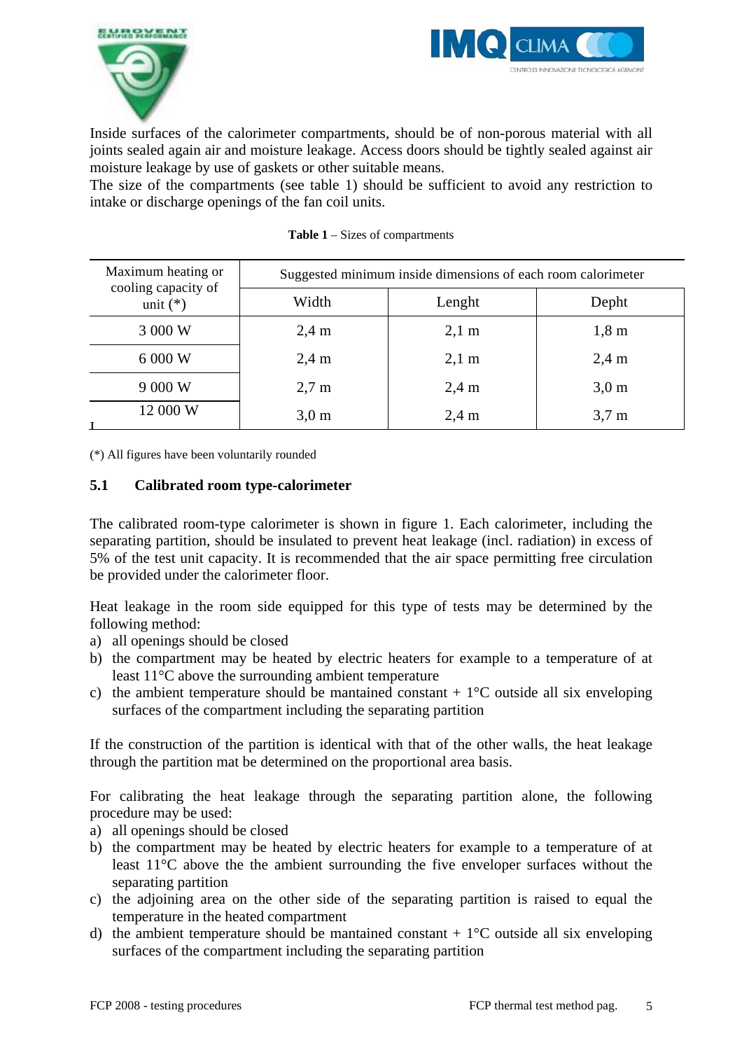Inside surfaces of the calorimeter compartments, should be of non-porous material with all joints sealed again air and moisture leakage. Access doors should be tightly sealed against air moisture leakage by use of gaskets or other suitable means.
The size of the compartments (see table 1) should be sufficient to avoid any restriction to intake or discharge openings of the fan coil units.

**Table 1** – Sizes of compartments

| Maximum heating or cooling capacity of unit (*) | Suggested minimum inside dimensions of each room calorimeter | | |
|---|---|---|---|
| | Width | Lenght | Depht |
| 3 000 W | 2,4 m | 2,1 m | 1,8 m |
| 6 000 W | 2,4 m | 2,1 m | 2,4 m |
| 9 000 W | 2,7 m | 2,4 m | 3,0 m |
| 12 000 W | 3,0 m | 2,4 m | 3,7 m |

(*) All figures have been voluntarily rounded

### 5.1 Calibrated room type-calorimeter

The calibrated room-type calorimeter is shown in figure 1. Each calorimeter, including the separating partition, should be insulated to prevent heat leakage (incl. radiation) in excess of 5% of the test unit capacity. It is recommended that the air space permitting free circulation be provided under the calorimeter floor.

Heat leakage in the room side equipped for this type of tests may be determined by the following method:

a) all openings should be closed
b) the compartment may be heated by electric heaters for example to a temperature of at least 11°C above the surrounding ambient temperature
c) the ambient temperature should be mantained constant + 1°C outside all six enveloping surfaces of the compartment including the separating partition

If the construction of the partition is identical with that of the other walls, the heat leakage through the partition mat be determined on the proportional area basis.

For calibrating the heat leakage through the separating partition alone, the following procedure may be used:

a) all openings should be closed
b) the compartment may be heated by electric heaters for example to a temperature of at least 11°C above the the ambient surrounding the five enveloper surfaces without the separating partition
c) the adjoining area on the other side of the separating partition is raised to equal the temperature in the heated compartment
d) the ambient temperature should be mantained constant + 1°C outside all six enveloping surfaces of the compartment including the separating partition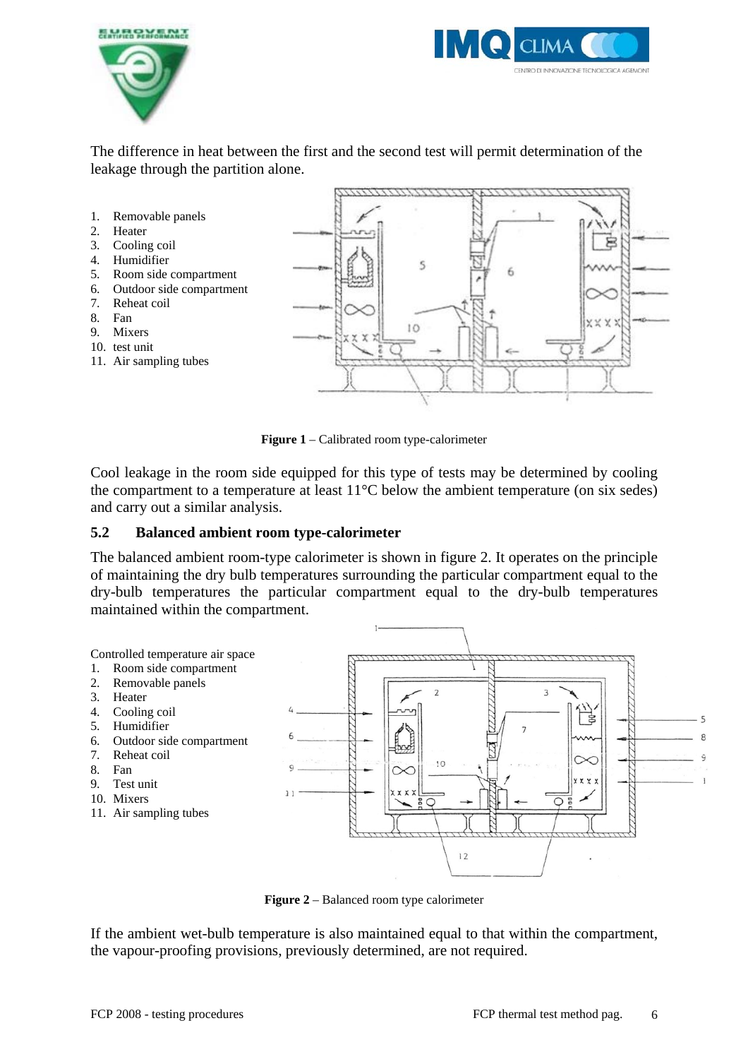The difference in heat between the first and the second test will permit determination of the leakage through the partition alone.

1. Removable panels
2. Heater
3. Cooling coil
4. Humidifier
5. Room side compartment
6. Outdoor side compartment
7. Reheat coil
8. Fan
9. Mixers
10. test unit
11. Air sampling tubes

**Figure 1** – Calibrated room type-calorimeter

Cool leakage in the room side equipped for this type of tests may be determined by cooling the compartment to a temperature at least 11°C below the ambient temperature (on six sedes) and carry out a similar analysis.

## 5.2 Balanced ambient room type-calorimeter

The balanced ambient room-type calorimeter is shown in figure 2. It operates on the principle of maintaining the dry bulb temperatures surrounding the particular compartment equal to the dry-bulb temperatures the particular compartment equal to the dry-bulb temperatures maintained within the compartment.

Controlled temperature air space

1. Room side compartment
2. Removable panels
3. Heater
4. Cooling coil
5. Humidifier
6. Outdoor side compartment
7. Reheat coil
8. Fan
9. Test unit
10. Mixers
11. Air sampling tubes

**Figure 2** – Balanced room type calorimeter

If the ambient wet-bulb temperature is also maintained equal to that within the compartment, the vapour-proofing provisions, previously determined, are not required.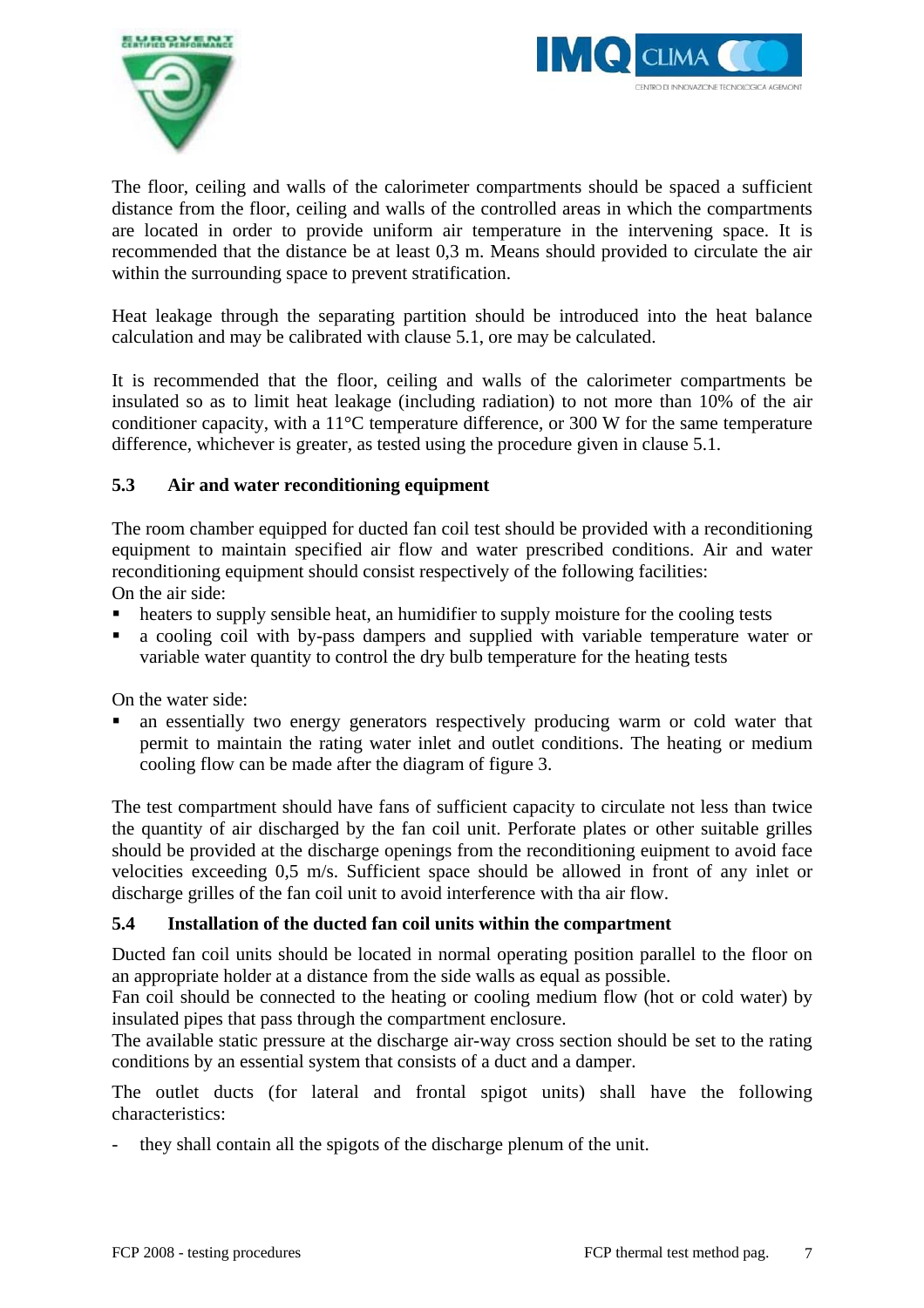The floor, ceiling and walls of the calorimeter compartments should be spaced a sufficient distance from the floor, ceiling and walls of the controlled areas in which the compartments are located in order to provide uniform air temperature in the intervening space. It is recommended that the distance be at least 0,3 m. Means should provided to circulate the air within the surrounding space to prevent stratification.

Heat leakage through the separating partition should be introduced into the heat balance calculation and may be calibrated with clause 5.1, ore may be calculated.

It is recommended that the floor, ceiling and walls of the calorimeter compartments be insulated so as to limit heat leakage (including radiation) to not more than 10% of the air conditioner capacity, with a 11°C temperature difference, or 300 W for the same temperature difference, whichever is greater, as tested using the procedure given in clause 5.1.

### 5.3 Air and water reconditioning equipment

The room chamber equipped for ducted fan coil test should be provided with a reconditioning equipment to maintain specified air flow and water prescribed conditions. Air and water reconditioning equipment should consist respectively of the following facilities:
On the air side:

- heaters to supply sensible heat, an humidifier to supply moisture for the cooling tests
- a cooling coil with by-pass dampers and supplied with variable temperature water or variable water quantity to control the dry bulb temperature for the heating tests

On the water side:

- an essentially two energy generators respectively producing warm or cold water that permit to maintain the rating water inlet and outlet conditions. The heating or medium cooling flow can be made after the diagram of figure 3.

The test compartment should have fans of sufficient capacity to circulate not less than twice the quantity of air discharged by the fan coil unit. Perforate plates or other suitable grilles should be provided at the discharge openings from the reconditioning euipment to avoid face velocities exceeding 0,5 m/s. Sufficient space should be allowed in front of any inlet or discharge grilles of the fan coil unit to avoid interference with tha air flow.

### 5.4 Installation of the ducted fan coil units within the compartment

Ducted fan coil units should be located in normal operating position parallel to the floor on an appropriate holder at a distance from the side walls as equal as possible.
Fan coil should be connected to the heating or cooling medium flow (hot or cold water) by insulated pipes that pass through the compartment enclosure.
The available static pressure at the discharge air-way cross section should be set to the rating conditions by an essential system that consists of a duct and a damper.

The outlet ducts (for lateral and frontal spigot units) shall have the following characteristics:

- they shall contain all the spigots of the discharge plenum of the unit.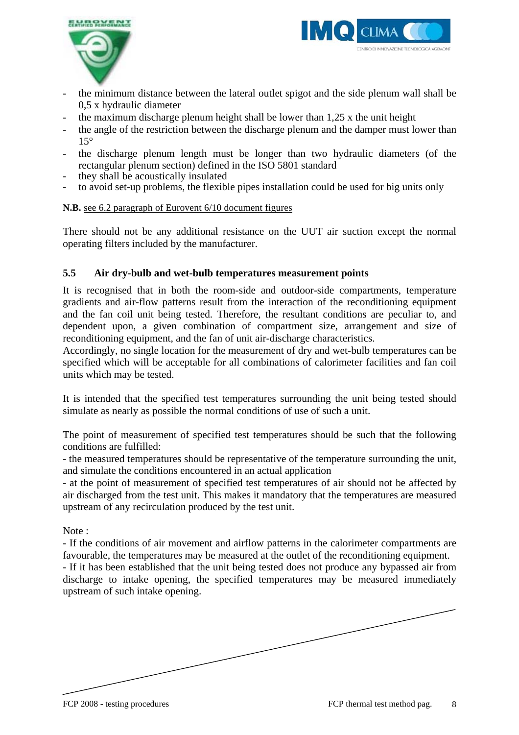- the minimum distance between the lateral outlet spigot and the side plenum wall shall be 0,5 x hydraulic diameter
- the maximum discharge plenum height shall be lower than 1,25 x the unit height
- the angle of the restriction between the discharge plenum and the damper must lower than 15°
- the discharge plenum length must be longer than two hydraulic diameters (of the rectangular plenum section) defined in the ISO 5801 standard
- they shall be acoustically insulated
- to avoid set-up problems, the flexible pipes installation could be used for big units only

**N.B.** see 6.2 paragraph of Eurovent 6/10 document figures

There should not be any additional resistance on the UUT air suction except the normal operating filters included by the manufacturer.

### 5.5 Air dry-bulb and wet-bulb temperatures measurement points

It is recognised that in both the room-side and outdoor-side compartments, temperature gradients and air-flow patterns result from the interaction of the reconditioning equipment and the fan coil unit being tested. Therefore, the resultant conditions are peculiar to, and dependent upon, a given combination of compartment size, arrangement and size of reconditioning equipment, and the fan of unit air-discharge characteristics.
Accordingly, no single location for the measurement of dry and wet-bulb temperatures can be specified which will be acceptable for all combinations of calorimeter facilities and fan coil units which may be tested.

It is intended that the specified test temperatures surrounding the unit being tested should simulate as nearly as possible the normal conditions of use of such a unit.

The point of measurement of specified test temperatures should be such that the following conditions are fulfilled:
- the measured temperatures should be representative of the temperature surrounding the unit, and simulate the conditions encountered in an actual application
- at the point of measurement of specified test temperatures of air should not be affected by air discharged from the test unit. This makes it mandatory that the temperatures are measured upstream of any recirculation produced by the test unit.

Note :
- If the conditions of air movement and airflow patterns in the calorimeter compartments are favourable, the temperatures may be measured at the outlet of the reconditioning equipment.
- If it has been established that the unit being tested does not produce any bypassed air from discharge to intake opening, the specified temperatures may be measured immediately upstream of such intake opening.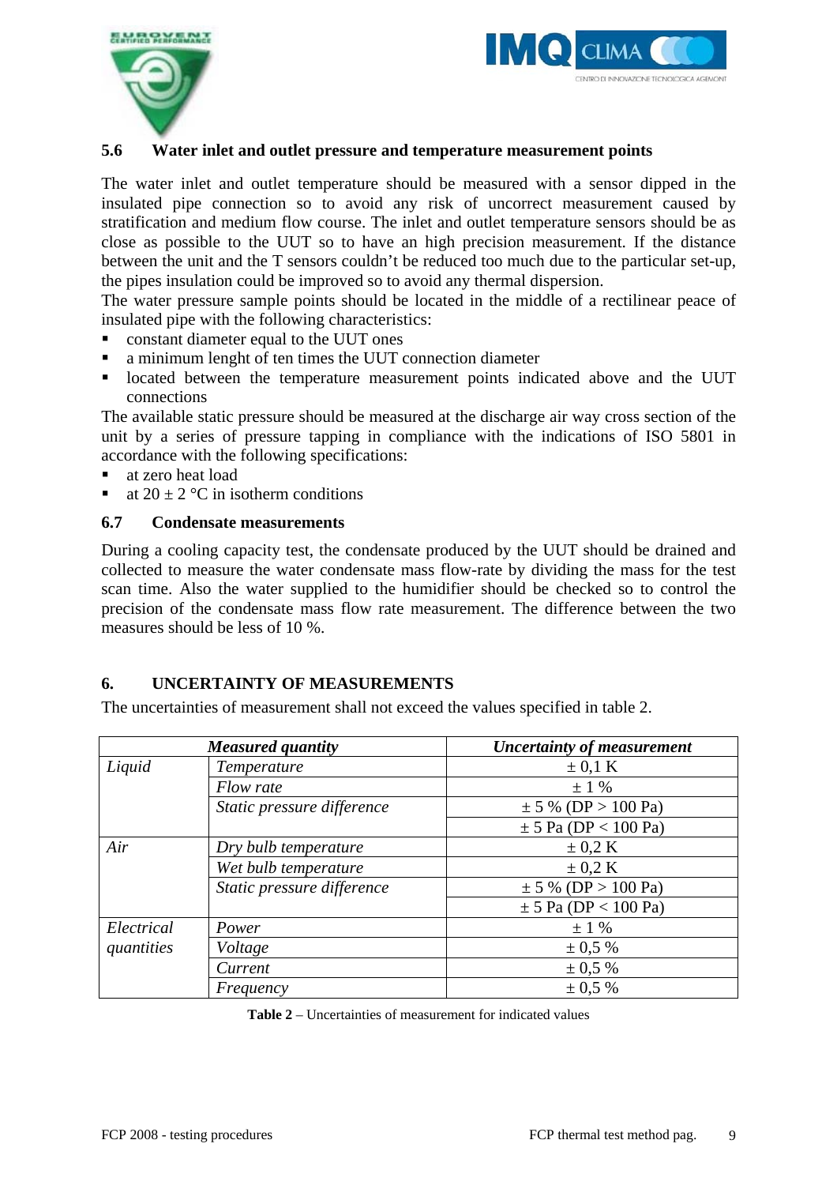### 5.6 Water inlet and outlet pressure and temperature measurement points

The water inlet and outlet temperature should be measured with a sensor dipped in the insulated pipe connection so to avoid any risk of uncorrect measurement caused by stratification and medium flow course. The inlet and outlet temperature sensors should be as close as possible to the UUT so to have an high precision measurement. If the distance between the unit and the T sensors couldn't be reduced too much due to the particular set-up, the pipes insulation could be improved so to avoid any thermal dispersion.
The water pressure sample points should be located in the middle of a rectilinear peace of insulated pipe with the following characteristics:

- constant diameter equal to the UUT ones
- a minimum lenght of ten times the UUT connection diameter
- located between the temperature measurement points indicated above and the UUT connections

The available static pressure should be measured at the discharge air way cross section of the unit by a series of pressure tapping in compliance with the indications of ISO 5801 in accordance with the following specifications:

- at zero heat load
- at 20 ± 2 °C in isotherm conditions

### 6.7 Condensate measurements

During a cooling capacity test, the condensate produced by the UUT should be drained and collected to measure the water condensate mass flow-rate by dividing the mass for the test scan time. Also the water supplied to the humidifier should be checked so to control the precision of the condensate mass flow rate measurement. The difference between the two measures should be less of 10 %.

## 6. UNCERTAINTY OF MEASUREMENTS

The uncertainties of measurement shall not exceed the values specified in table 2.

| *Measured quantity* | | *Uncertainty of measurement* |
|---|---|---|
| *Liquid* | *Temperature* | ± 0,1 K |
| | *Flow rate* | ± 1 % |
| | *Static pressure difference* | ± 5 % (DP > 100 Pa) |
| | | ± 5 Pa (DP < 100 Pa) |
| *Air* | *Dry bulb temperature* | ± 0,2 K |
| | *Wet bulb temperature* | ± 0,2 K |
| | *Static pressure difference* | ± 5 % (DP > 100 Pa) |
| | | ± 5 Pa (DP < 100 Pa) |
| *Electrical quantities* | *Power* | ± 1 % |
| | *Voltage* | ± 0,5 % |
| | *Current* | ± 0,5 % |
| | *Frequency* | ± 0,5 % |

**Table 2** – Uncertainties of measurement for indicated values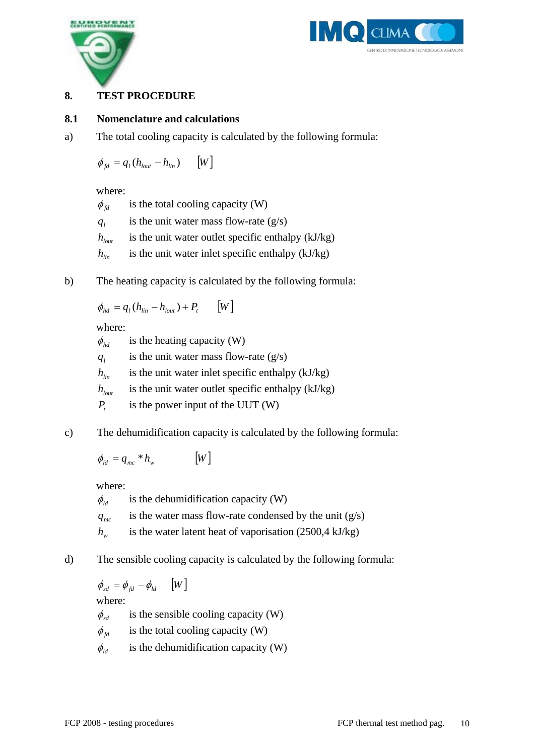# 8. TEST PROCEDURE

## 8.1 Nomenclature and calculations

a) The total cooling capacity is calculated by the following formula:

$$\phi_{fd} = q_l (h_{lout} - h_{lin}) \qquad [W]$$

where:

- $\phi_{fd}$ is the total cooling capacity (W)
- $q_l$ is the unit water mass flow-rate (g/s)
- $h_{lout}$ is the unit water outlet specific enthalpy (kJ/kg)
- $h_{lin}$ is the unit water inlet specific enthalpy (kJ/kg)

b) The heating capacity is calculated by the following formula:

$$\phi_{hd} = q_l (h_{lin} - h_{lout}) + P_t \qquad [W]$$

where:

- $\phi_{hd}$ is the heating capacity (W)
- $q_l$ is the unit water mass flow-rate (g/s)
- $h_{lin}$ is the unit water inlet specific enthalpy (kJ/kg)
- $h_{lout}$ is the unit water outlet specific enthalpy (kJ/kg)
- $P_t$ is the power input of the UUT (W)

c) The dehumidification capacity is calculated by the following formula:

$$\phi_{ld} = q_{mc} * h_w \qquad [W]$$

where:

- $\phi_{ld}$ is the dehumidification capacity (W)
- $q_{mc}$ is the water mass flow-rate condensed by the unit (g/s)
- $h_w$ is the water latent heat of vaporisation (2500,4 kJ/kg)

d) The sensible cooling capacity is calculated by the following formula:

$$\phi_{sd} = \phi_{fd} - \phi_{ld} \qquad [W]$$

where:

- $\phi_{sd}$ is the sensible cooling capacity (W)
- $\phi_{fd}$ is the total cooling capacity (W)
- $\phi_{ld}$ is the dehumidification capacity (W)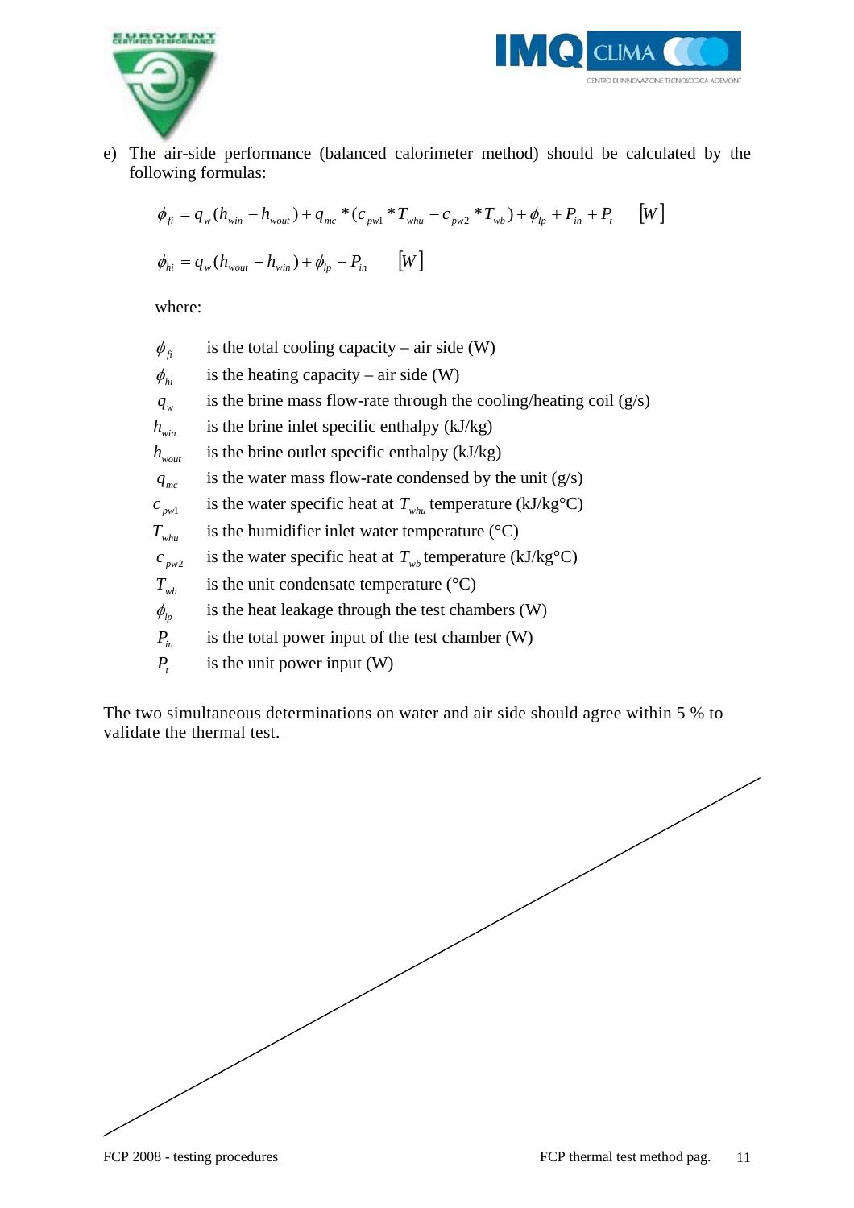e) The air-side performance (balanced calorimeter method) should be calculated by the following formulas:

$$\phi_{fi} = q_w (h_{win} - h_{wout}) + q_{mc} * (c_{pw1} * T_{whu} - c_{pw2} * T_{wb}) + \phi_{lp} + P_{in} + P_t \qquad [W]$$

$$\phi_{hi} = q_w (h_{wout} - h_{win}) + \phi_{lp} - P_{in} \qquad [W]$$

where:

- $\phi_{fi}$ is the total cooling capacity – air side (W)
- $\phi_{hi}$ is the heating capacity – air side (W)
- $q_w$ is the brine mass flow-rate through the cooling/heating coil (g/s)
- $h_{win}$ is the brine inlet specific enthalpy (kJ/kg)
- $h_{wout}$ is the brine outlet specific enthalpy (kJ/kg)
- $q_{mc}$ is the water mass flow-rate condensed by the unit (g/s)
- $c_{pw1}$ is the water specific heat at $T_{whu}$ temperature (kJ/kg°C)
- $T_{whu}$ is the humidifier inlet water temperature (°C)
- $c_{pw2}$ is the water specific heat at $T_{wb}$ temperature (kJ/kg°C)
- $T_{wb}$ is the unit condensate temperature (°C)
- $\phi_{lp}$ is the heat leakage through the test chambers (W)
- $P_{in}$ is the total power input of the test chamber (W)
- $P_t$ is the unit power input (W)

The two simultaneous determinations on water and air side should agree within 5 % to validate the thermal test.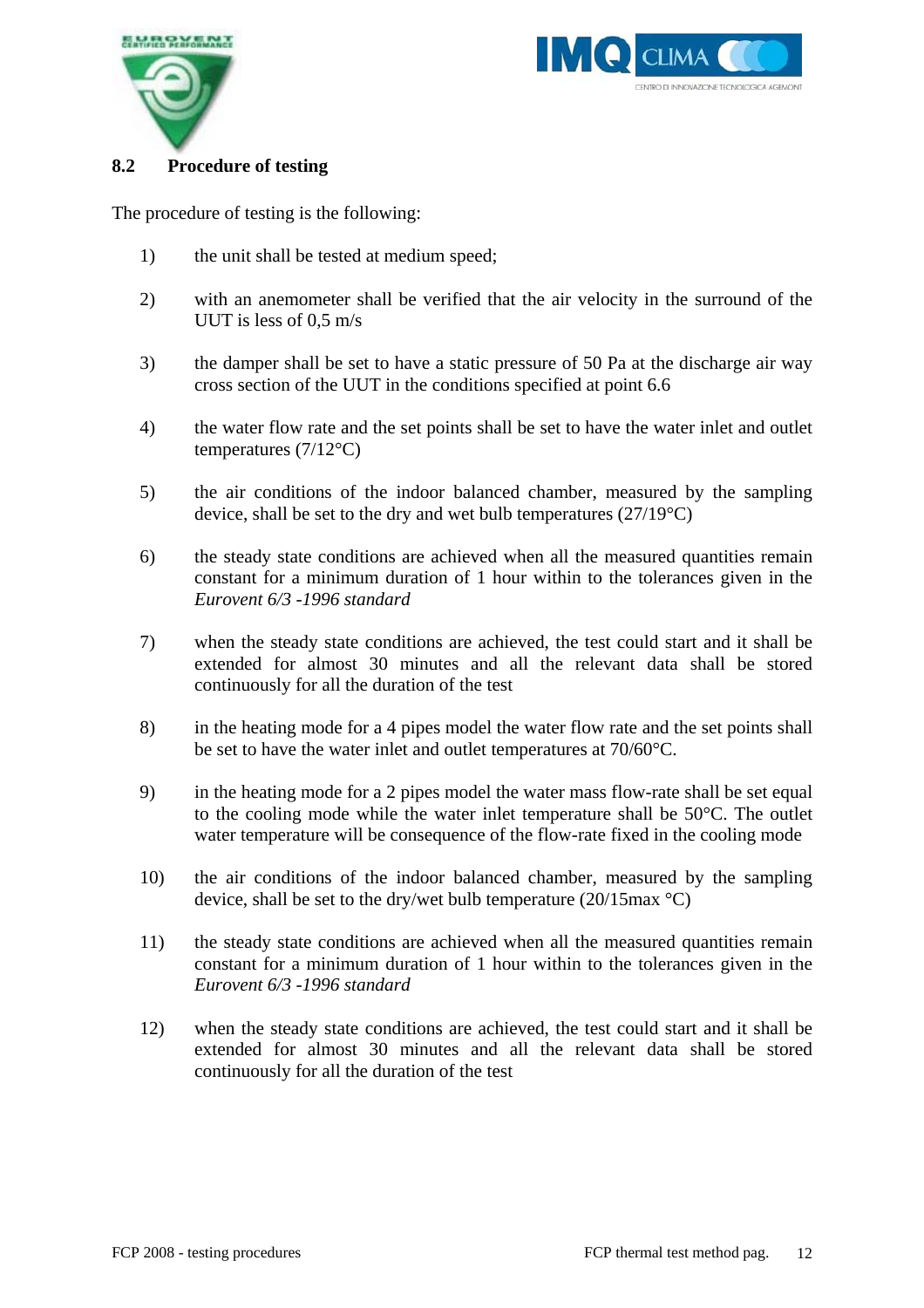## 8.2 Procedure of testing

The procedure of testing is the following:

1) the unit shall be tested at medium speed;

2) with an anemometer shall be verified that the air velocity in the surround of the UUT is less of 0,5 m/s

3) the damper shall be set to have a static pressure of 50 Pa at the discharge air way cross section of the UUT in the conditions specified at point 6.6

4) the water flow rate and the set points shall be set to have the water inlet and outlet temperatures (7/12°C)

5) the air conditions of the indoor balanced chamber, measured by the sampling device, shall be set to the dry and wet bulb temperatures (27/19°C)

6) the steady state conditions are achieved when all the measured quantities remain constant for a minimum duration of 1 hour within to the tolerances given in the *Eurovent 6/3 -1996 standard*

7) when the steady state conditions are achieved, the test could start and it shall be extended for almost 30 minutes and all the relevant data shall be stored continuously for all the duration of the test

8) in the heating mode for a 4 pipes model the water flow rate and the set points shall be set to have the water inlet and outlet temperatures at 70/60°C.

9) in the heating mode for a 2 pipes model the water mass flow-rate shall be set equal to the cooling mode while the water inlet temperature shall be 50°C. The outlet water temperature will be consequence of the flow-rate fixed in the cooling mode

10) the air conditions of the indoor balanced chamber, measured by the sampling device, shall be set to the dry/wet bulb temperature (20/15max °C)

11) the steady state conditions are achieved when all the measured quantities remain constant for a minimum duration of 1 hour within to the tolerances given in the *Eurovent 6/3 -1996 standard*

12) when the steady state conditions are achieved, the test could start and it shall be extended for almost 30 minutes and all the relevant data shall be stored continuously for all the duration of the test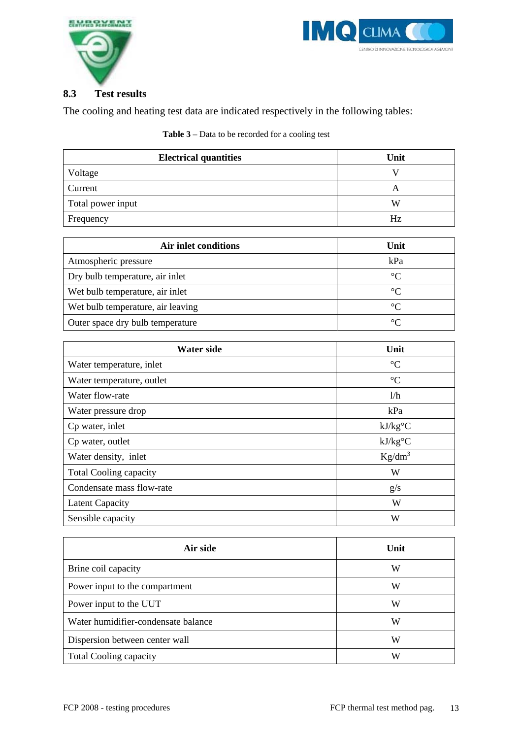## 8.3 Test results

The cooling and heating test data are indicated respectively in the following tables:

**Table 3** – Data to be recorded for a cooling test

| Electrical quantities | Unit |
|---|---|
| Voltage | V |
| Current | A |
| Total power input | W |
| Frequency | Hz |

| Air inlet conditions | Unit |
|---|---|
| Atmospheric pressure | kPa |
| Dry bulb temperature, air inlet | °C |
| Wet bulb temperature, air inlet | °C |
| Wet bulb temperature, air leaving | °C |
| Outer space dry bulb temperature | °C |

| Water side | Unit |
|---|---|
| Water temperature, inlet | °C |
| Water temperature, outlet | °C |
| Water flow-rate | l/h |
| Water pressure drop | kPa |
| Cp water, inlet | kJ/kg°C |
| Cp water, outlet | kJ/kg°C |
| Water density, inlet | $Kg/dm^3$ |
| Total Cooling capacity | W |
| Condensate mass flow-rate | g/s |
| Latent Capacity | W |
| Sensible capacity | W |

| Air side | Unit |
|---|---|
| Brine coil capacity | W |
| Power input to the compartment | W |
| Power input to the UUT | W |
| Water humidifier-condensate balance | W |
| Dispersion between center wall | W |
| Total Cooling capacity | W |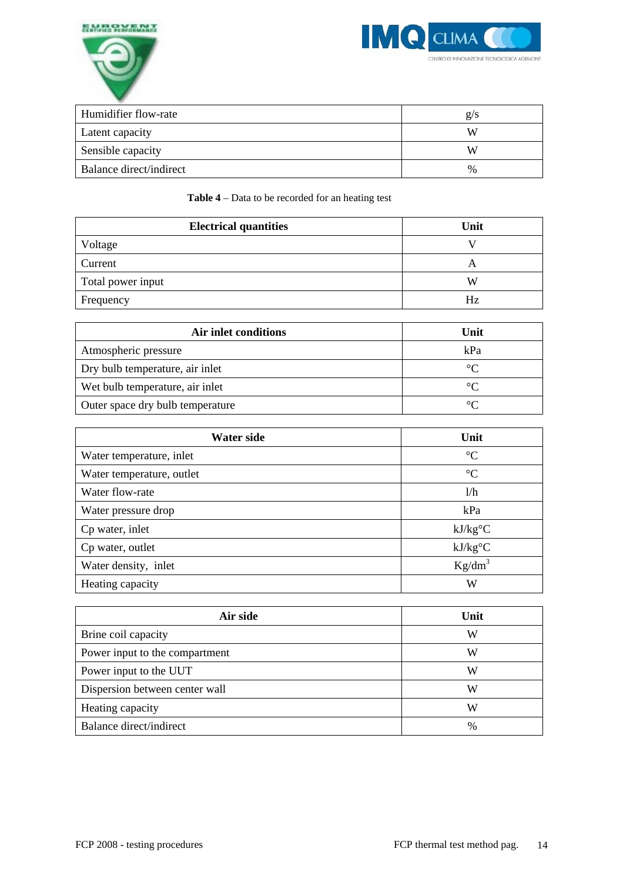| | |
|---|---|
| Humidifier flow-rate | g/s |
| Latent capacity | W |
| Sensible capacity | W |
| Balance direct/indirect | % |

**Table 4** – Data to be recorded for an heating test

| Electrical quantities | Unit |
|---|---|
| Voltage | V |
| Current | A |
| Total power input | W |
| Frequency | Hz |

| Air inlet conditions | Unit |
|---|---|
| Atmospheric pressure | kPa |
| Dry bulb temperature, air inlet | °C |
| Wet bulb temperature, air inlet | °C |
| Outer space dry bulb temperature | °C |

| Water side | Unit |
|---|---|
| Water temperature, inlet | °C |
| Water temperature, outlet | °C |
| Water flow-rate | l/h |
| Water pressure drop | kPa |
| Cp water, inlet | kJ/kg°C |
| Cp water, outlet | kJ/kg°C |
| Water density, inlet | Kg/dm$^3$ |
| Heating capacity | W |

| Air side | Unit |
|---|---|
| Brine coil capacity | W |
| Power input to the compartment | W |
| Power input to the UUT | W |
| Dispersion between center wall | W |
| Heating capacity | W |
| Balance direct/indirect | % |